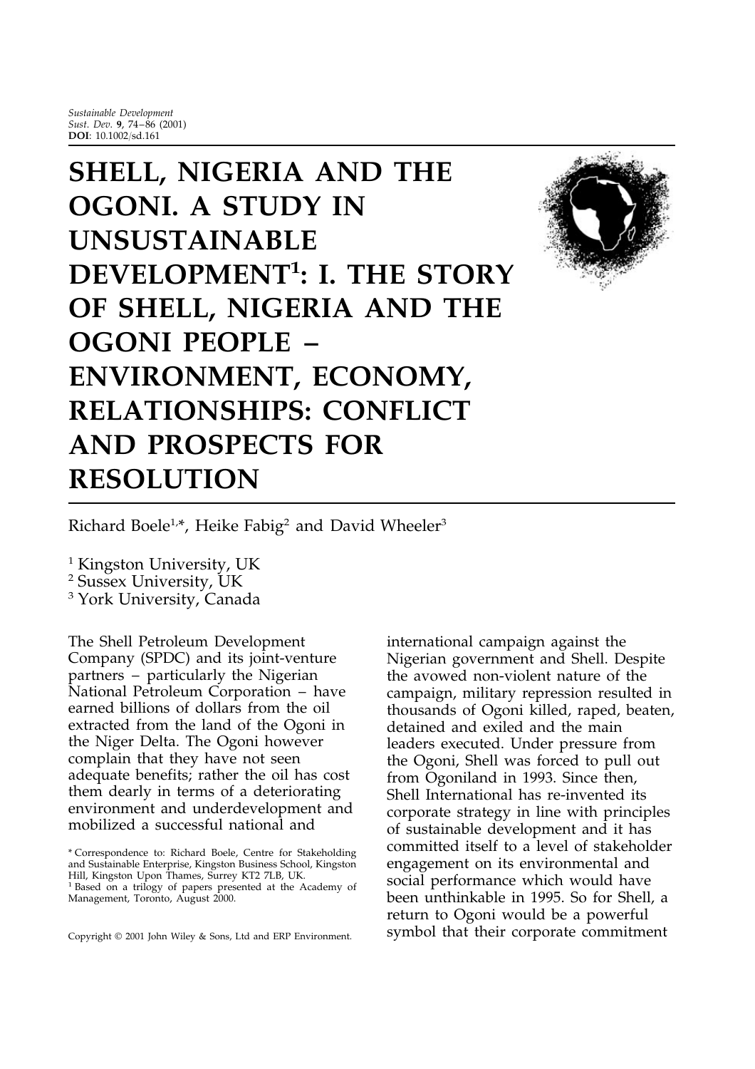# SHELL, NIGERIA AND THE OGONI. A STUDY IN UNSUSTAINABLE DEVELOPMENT[1]: I. THE STORY OF SHELL, NIGERIA AND THE OGONI PEOPLE – ENVIRONMENT, ECONOMY, RELATIONSHIPS: CONFLICT AND PROSPECTS FOR RESOLUTION

Richard Boele[1,*], Heike Fabig[2] and David Wheeler[3]

[1] Kingston University, UK
[2] Sussex University, UK
[3] York University, Canada

The Shell Petroleum Development Company (SPDC) and its joint-venture partners – particularly the Nigerian National Petroleum Corporation – have earned billions of dollars from the oil extracted from the land of the Ogoni in the Niger Delta. The Ogoni however complain that they have not seen adequate benefits; rather the oil has cost them dearly in terms of a deteriorating environment and underdevelopment and mobilized a successful national and international campaign against the Nigerian government and Shell. Despite the avowed non-violent nature of the campaign, military repression resulted in thousands of Ogoni killed, raped, beaten, detained and exiled and the main leaders executed. Under pressure from the Ogoni, Shell was forced to pull out from Ogoniland in 1993. Since then, Shell International has re-invented its corporate strategy in line with principles of sustainable development and it has committed itself to a level of stakeholder engagement on its environmental and social performance which would have been unthinkable in 1995. So for Shell, a return to Ogoni would be a powerful symbol that their corporate commitment

\* Correspondence to: Richard Boele, Centre for Stakeholding and Sustainable Enterprise, Kingston Business School, Kingston Hill, Kingston Upon Thames, Surrey KT2 7LB, UK.
[1] Based on a trilogy of papers presented at the Academy of Management, Toronto, August 2000.

Copyright © 2001 John Wiley & Sons, Ltd and ERP Environment.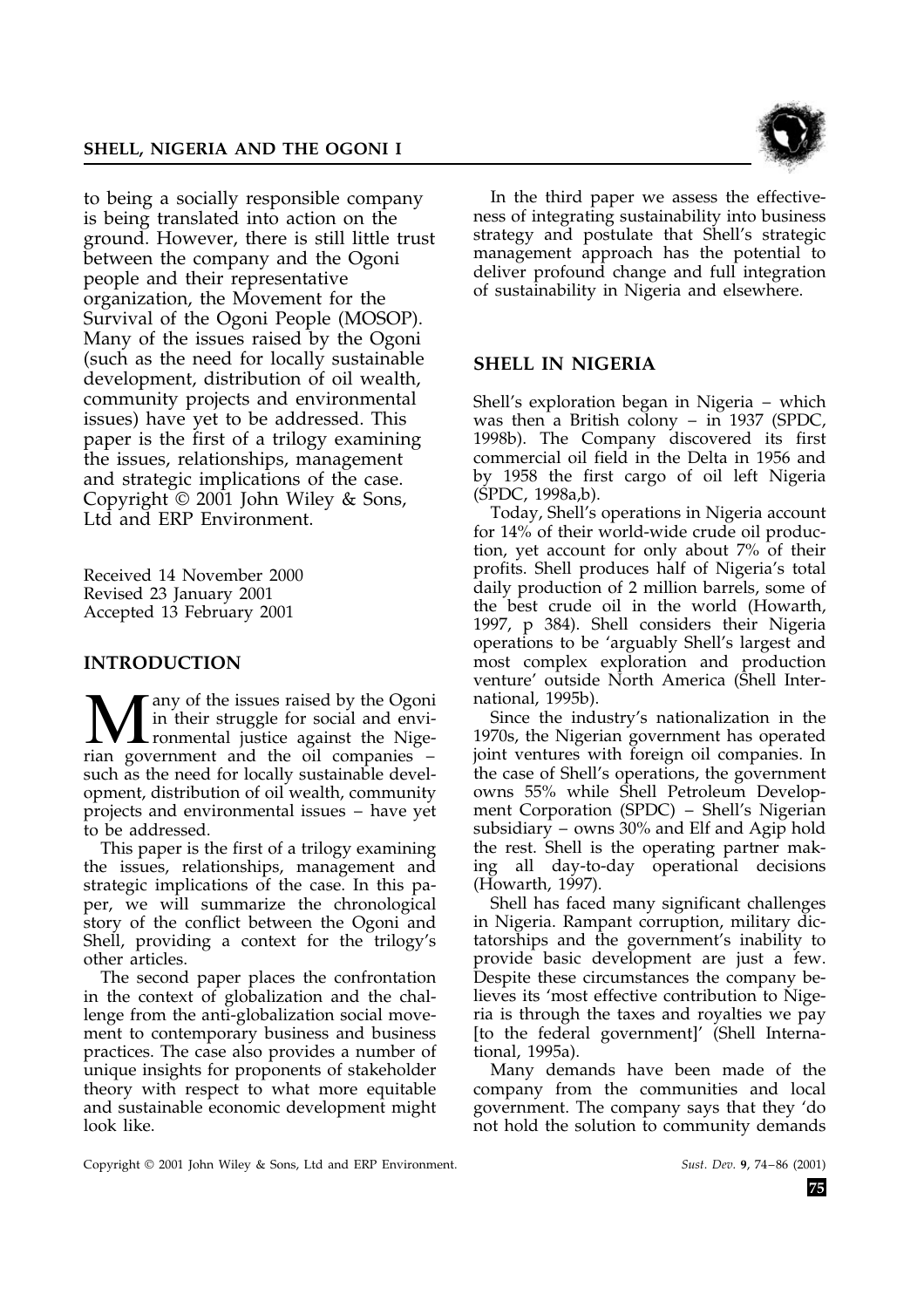to being a socially responsible company is being translated into action on the ground. However, there is still little trust between the company and the Ogoni people and their representative organization, the Movement for the Survival of the Ogoni People (MOSOP). Many of the issues raised by the Ogoni (such as the need for locally sustainable development, distribution of oil wealth, community projects and environmental issues) have yet to be addressed. This paper is the first of a trilogy examining the issues, relationships, management and strategic implications of the case. Copyright © 2001 John Wiley & Sons, Ltd and ERP Environment.

Received 14 November 2000
Revised 23 January 2001
Accepted 13 February 2001

## INTRODUCTION

Many of the issues raised by the Ogoni in their struggle for social and environmental justice against the Nigerian government and the oil companies – such as the need for locally sustainable development, distribution of oil wealth, community projects and environmental issues – have yet to be addressed.

This paper is the first of a trilogy examining the issues, relationships, management and strategic implications of the case. In this paper, we will summarize the chronological story of the conflict between the Ogoni and Shell, providing a context for the trilogy's other articles.

The second paper places the confrontation in the context of globalization and the challenge from the anti-globalization social movement to contemporary business and business practices. The case also provides a number of unique insights for proponents of stakeholder theory with respect to what more equitable and sustainable economic development might look like.

In the third paper we assess the effectiveness of integrating sustainability into business strategy and postulate that Shell's strategic management approach has the potential to deliver profound change and full integration of sustainability in Nigeria and elsewhere.

## SHELL IN NIGERIA

Shell's exploration began in Nigeria – which was then a British colony – in 1937 (SPDC, 1998b). The Company discovered its first commercial oil field in the Delta in 1956 and by 1958 the first cargo of oil left Nigeria (SPDC, 1998a,b).

Today, Shell's operations in Nigeria account for 14% of their world-wide crude oil production, yet account for only about 7% of their profits. Shell produces half of Nigeria's total daily production of 2 million barrels, some of the best crude oil in the world (Howarth, 1997, p 384). Shell considers their Nigeria operations to be 'arguably Shell's largest and most complex exploration and production venture' outside North America (Shell International, 1995b).

Since the industry's nationalization in the 1970s, the Nigerian government has operated joint ventures with foreign oil companies. In the case of Shell's operations, the government owns 55% while Shell Petroleum Development Corporation (SPDC) – Shell's Nigerian subsidiary – owns 30% and Elf and Agip hold the rest. Shell is the operating partner making all day-to-day operational decisions (Howarth, 1997).

Shell has faced many significant challenges in Nigeria. Rampant corruption, military dictatorships and the government's inability to provide basic development are just a few. Despite these circumstances the company believes its 'most effective contribution to Nigeria is through the taxes and royalties we pay [to the federal government]' (Shell International, 1995a).

Many demands have been made of the company from the communities and local government. The company says that they 'do not hold the solution to community demands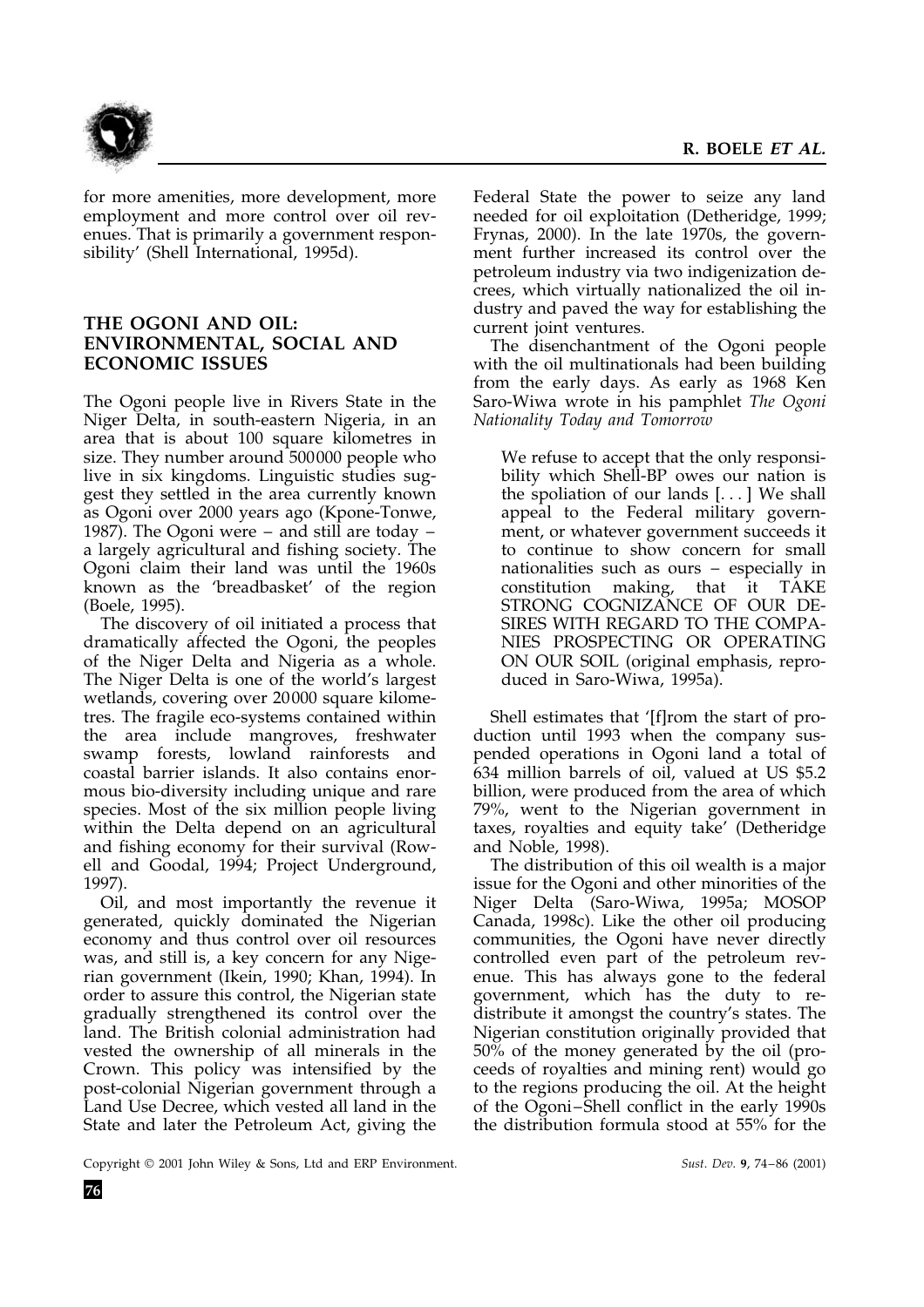for more amenities, more development, more employment and more control over oil revenues. That is primarily a government responsibility' (Shell International, 1995d).

## THE OGONI AND OIL: ENVIRONMENTAL, SOCIAL AND ECONOMIC ISSUES

The Ogoni people live in Rivers State in the Niger Delta, in south-eastern Nigeria, in an area that is about 100 square kilometres in size. They number around 500000 people who live in six kingdoms. Linguistic studies suggest they settled in the area currently known as Ogoni over 2000 years ago (Kpone-Tonwe, 1987). The Ogoni were – and still are today – a largely agricultural and fishing society. The Ogoni claim their land was until the 1960s known as the 'breadbasket' of the region (Boele, 1995).

The discovery of oil initiated a process that dramatically affected the Ogoni, the peoples of the Niger Delta and Nigeria as a whole. The Niger Delta is one of the world's largest wetlands, covering over 20000 square kilometres. The fragile eco-systems contained within the area include mangroves, freshwater swamp forests, lowland rainforests and coastal barrier islands. It also contains enormous bio-diversity including unique and rare species. Most of the six million people living within the Delta depend on an agricultural and fishing economy for their survival (Rowell and Goodal, 1994; Project Underground, 1997).

Oil, and most importantly the revenue it generated, quickly dominated the Nigerian economy and thus control over oil resources was, and still is, a key concern for any Nigerian government (Ikein, 1990; Khan, 1994). In order to assure this control, the Nigerian state gradually strengthened its control over the land. The British colonial administration had vested the ownership of all minerals in the Crown. This policy was intensified by the post-colonial Nigerian government through a Land Use Decree, which vested all land in the State and later the Petroleum Act, giving the Federal State the power to seize any land needed for oil exploitation (Detheridge, 1999; Frynas, 2000). In the late 1970s, the government further increased its control over the petroleum industry via two indigenization decrees, which virtually nationalized the oil industry and paved the way for establishing the current joint ventures.

The disenchantment of the Ogoni people with the oil multinationals had been building from the early days. As early as 1968 Ken Saro-Wiwa wrote in his pamphlet *The Ogoni Nationality Today and Tomorrow*

> We refuse to accept that the only responsibility which Shell-BP owes our nation is the spoliation of our lands [. . . ] We shall appeal to the Federal military government, or whatever government succeeds it to continue to show concern for small nationalities such as ours – especially in constitution making, that it TAKE STRONG COGNIZANCE OF OUR DESIRES WITH REGARD TO THE COMPANIES PROSPECTING OR OPERATING ON OUR SOIL (original emphasis, reproduced in Saro-Wiwa, 1995a).

Shell estimates that '[f]rom the start of production until 1993 when the company suspended operations in Ogoni land a total of 634 million barrels of oil, valued at US $5.2 billion, were produced from the area of which 79%, went to the Nigerian government in taxes, royalties and equity take' (Detheridge and Noble, 1998).

The distribution of this oil wealth is a major issue for the Ogoni and other minorities of the Niger Delta (Saro-Wiwa, 1995a; MOSOP Canada, 1998c). Like the other oil producing communities, the Ogoni have never directly controlled even part of the petroleum revenue. This has always gone to the federal government, which has the duty to redistribute it amongst the country's states. The Nigerian constitution originally provided that 50% of the money generated by the oil (proceeds of royalties and mining rent) would go to the regions producing the oil. At the height of the Ogoni–Shell conflict in the early 1990s the distribution formula stood at 55% for the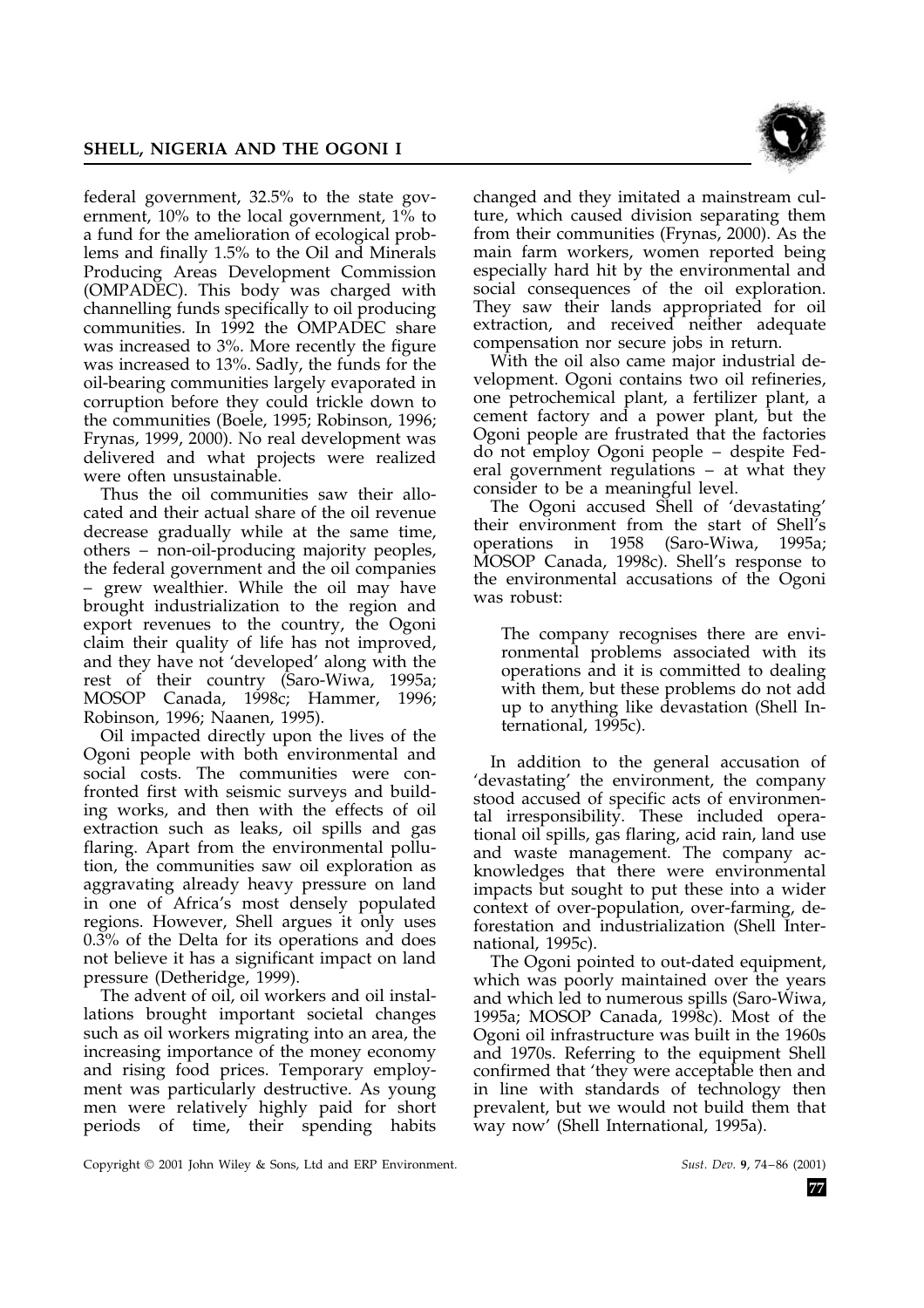federal government, 32.5% to the state government, 10% to the local government, 1% to a fund for the amelioration of ecological problems and finally 1.5% to the Oil and Minerals Producing Areas Development Commission (OMPADEC). This body was charged with channelling funds specifically to oil producing communities. In 1992 the OMPADEC share was increased to 3%. More recently the figure was increased to 13%. Sadly, the funds for the oil-bearing communities largely evaporated in corruption before they could trickle down to the communities (Boele, 1995; Robinson, 1996; Frynas, 1999, 2000). No real development was delivered and what projects were realized were often unsustainable.

Thus the oil communities saw their allocated and their actual share of the oil revenue decrease gradually while at the same time, others – non-oil-producing majority peoples, the federal government and the oil companies – grew wealthier. While the oil may have brought industrialization to the region and export revenues to the country, the Ogoni claim their quality of life has not improved, and they have not 'developed' along with the rest of their country (Saro-Wiwa, 1995a; MOSOP Canada, 1998c; Hammer, 1996; Robinson, 1996; Naanen, 1995).

Oil impacted directly upon the lives of the Ogoni people with both environmental and social costs. The communities were confronted first with seismic surveys and building works, and then with the effects of oil extraction such as leaks, oil spills and gas flaring. Apart from the environmental pollution, the communities saw oil exploration as aggravating already heavy pressure on land in one of Africa's most densely populated regions. However, Shell argues it only uses 0.3% of the Delta for its operations and does not believe it has a significant impact on land pressure (Detheridge, 1999).

The advent of oil, oil workers and oil installations brought important societal changes such as oil workers migrating into an area, the increasing importance of the money economy and rising food prices. Temporary employment was particularly destructive. As young men were relatively highly paid for short periods of time, their spending habits changed and they imitated a mainstream culture, which caused division separating them from their communities (Frynas, 2000). As the main farm workers, women reported being especially hard hit by the environmental and social consequences of the oil exploration. They saw their lands appropriated for oil extraction, and received neither adequate compensation nor secure jobs in return.

With the oil also came major industrial development. Ogoni contains two oil refineries, one petrochemical plant, a fertilizer plant, a cement factory and a power plant, but the Ogoni people are frustrated that the factories do not employ Ogoni people – despite Federal government regulations – at what they consider to be a meaningful level.

The Ogoni accused Shell of 'devastating' their environment from the start of Shell's operations in 1958 (Saro-Wiwa, 1995a; MOSOP Canada, 1998c). Shell's response to the environmental accusations of the Ogoni was robust:

> The company recognises there are environmental problems associated with its operations and it is committed to dealing with them, but these problems do not add up to anything like devastation (Shell International, 1995c).

In addition to the general accusation of 'devastating' the environment, the company stood accused of specific acts of environmental irresponsibility. These included operational oil spills, gas flaring, acid rain, land use and waste management. The company acknowledges that there were environmental impacts but sought to put these into a wider context of over-population, over-farming, deforestation and industrialization (Shell International, 1995c).

The Ogoni pointed to out-dated equipment, which was poorly maintained over the years and which led to numerous spills (Saro-Wiwa, 1995a; MOSOP Canada, 1998c). Most of the Ogoni oil infrastructure was built in the 1960s and 1970s. Referring to the equipment Shell confirmed that 'they were acceptable then and in line with standards of technology then prevalent, but we would not build them that way now' (Shell International, 1995a).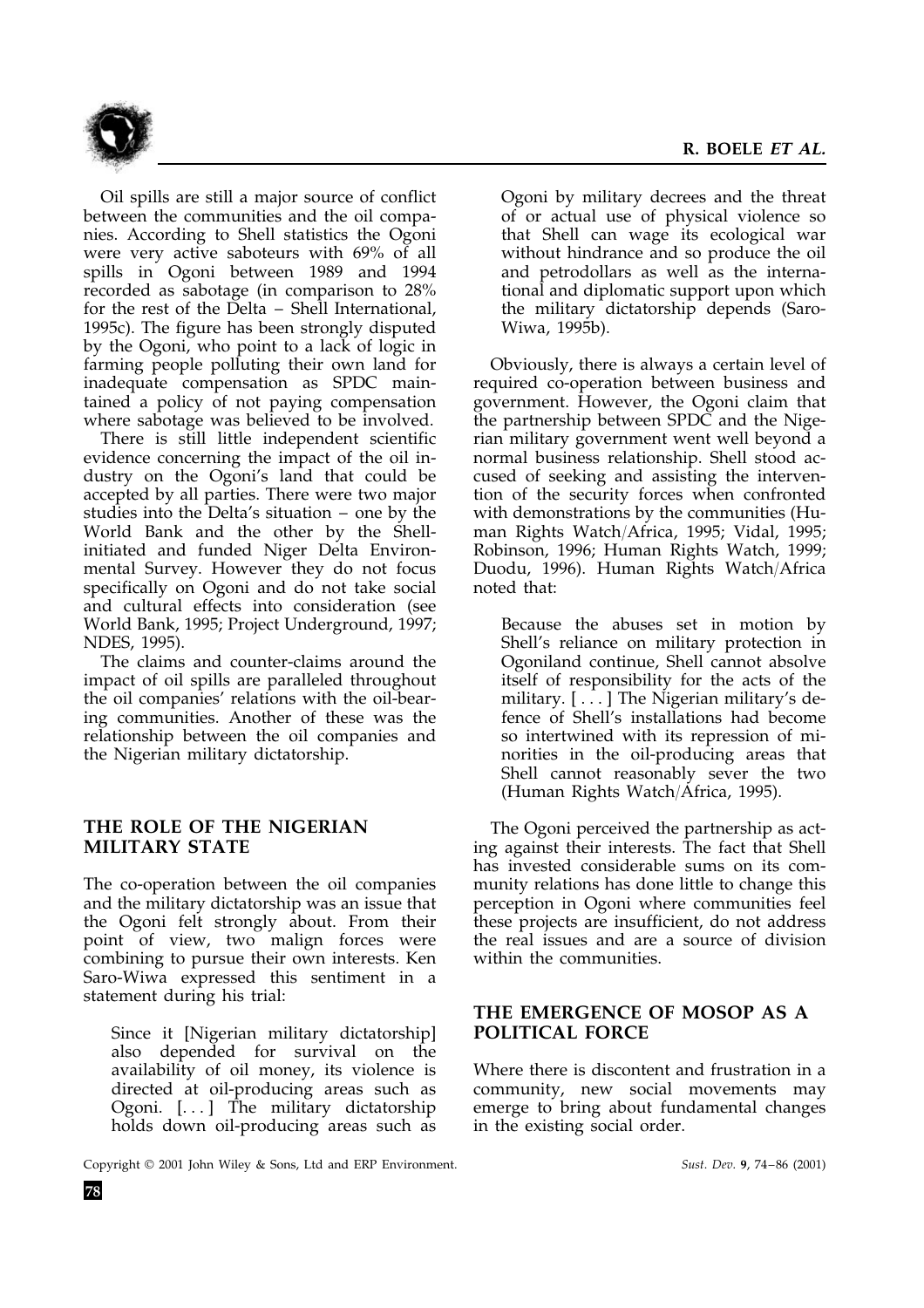Oil spills are still a major source of conflict between the communities and the oil companies. According to Shell statistics the Ogoni were very active saboteurs with 69% of all spills in Ogoni between 1989 and 1994 recorded as sabotage (in comparison to 28% for the rest of the Delta – Shell International, 1995c). The figure has been strongly disputed by the Ogoni, who point to a lack of logic in farming people polluting their own land for inadequate compensation as SPDC maintained a policy of not paying compensation where sabotage was believed to be involved.

There is still little independent scientific evidence concerning the impact of the oil industry on the Ogoni's land that could be accepted by all parties. There were two major studies into the Delta's situation – one by the World Bank and the other by the Shell-initiated and funded Niger Delta Environmental Survey. However they do not focus specifically on Ogoni and do not take social and cultural effects into consideration (see World Bank, 1995; Project Underground, 1997; NDES, 1995).

The claims and counter-claims around the impact of oil spills are paralleled throughout the oil companies' relations with the oil-bearing communities. Another of these was the relationship between the oil companies and the Nigerian military dictatorship.

## THE ROLE OF THE NIGERIAN MILITARY STATE

The co-operation between the oil companies and the military dictatorship was an issue that the Ogoni felt strongly about. From their point of view, two malign forces were combining to pursue their own interests. Ken Saro-Wiwa expressed this sentiment in a statement during his trial:

> Since it [Nigerian military dictatorship] also depended for survival on the availability of oil money, its violence is directed at oil-producing areas such as Ogoni. [...] The military dictatorship holds down oil-producing areas such as Ogoni by military decrees and the threat of or actual use of physical violence so that Shell can wage its ecological war without hindrance and so produce the oil and petrodollars as well as the international and diplomatic support upon which the military dictatorship depends (Saro-Wiwa, 1995b).

Obviously, there is always a certain level of required co-operation between business and government. However, the Ogoni claim that the partnership between SPDC and the Nigerian military government went well beyond a normal business relationship. Shell stood accused of seeking and assisting the intervention of the security forces when confronted with demonstrations by the communities (Human Rights Watch/Africa, 1995; Vidal, 1995; Robinson, 1996; Human Rights Watch, 1999; Duodu, 1996). Human Rights Watch/Africa noted that:

> Because the abuses set in motion by Shell's reliance on military protection in Ogoniland continue, Shell cannot absolve itself of responsibility for the acts of the military. [ ... ] The Nigerian military's defence of Shell's installations had become so intertwined with its repression of minorities in the oil-producing areas that Shell cannot reasonably sever the two (Human Rights Watch/Africa, 1995).

The Ogoni perceived the partnership as acting against their interests. The fact that Shell has invested considerable sums on its community relations has done little to change this perception in Ogoni where communities feel these projects are insufficient, do not address the real issues and are a source of division within the communities.

## THE EMERGENCE OF MOSOP AS A POLITICAL FORCE

Where there is discontent and frustration in a community, new social movements may emerge to bring about fundamental changes in the existing social order.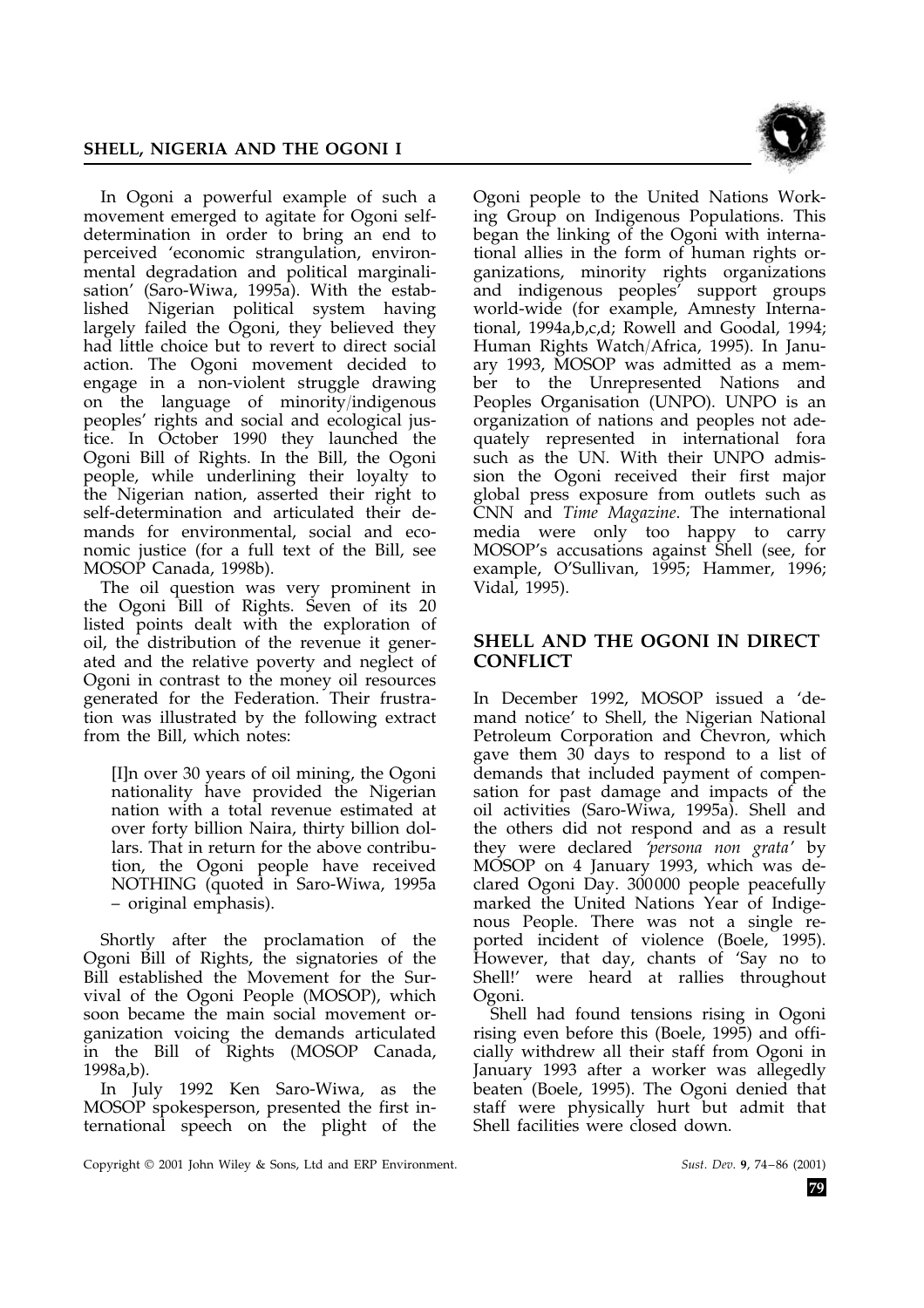In Ogoni a powerful example of such a movement emerged to agitate for Ogoni self-determination in order to bring an end to perceived 'economic strangulation, environmental degradation and political marginalisation' (Saro-Wiwa, 1995a). With the established Nigerian political system having largely failed the Ogoni, they believed they had little choice but to revert to direct social action. The Ogoni movement decided to engage in a non-violent struggle drawing on the language of minority/indigenous peoples' rights and social and ecological justice. In October 1990 they launched the Ogoni Bill of Rights. In the Bill, the Ogoni people, while underlining their loyalty to the Nigerian nation, asserted their right to self-determination and articulated their demands for environmental, social and economic justice (for a full text of the Bill, see MOSOP Canada, 1998b).

The oil question was very prominent in the Ogoni Bill of Rights. Seven of its 20 listed points dealt with the exploration of oil, the distribution of the revenue it generated and the relative poverty and neglect of Ogoni in contrast to the money oil resources generated for the Federation. Their frustration was illustrated by the following extract from the Bill, which notes:

> [I]n over 30 years of oil mining, the Ogoni nationality have provided the Nigerian nation with a total revenue estimated at over forty billion Naira, thirty billion dollars. That in return for the above contribution, the Ogoni people have received NOTHING (quoted in Saro-Wiwa, 1995a – original emphasis).

Shortly after the proclamation of the Ogoni Bill of Rights, the signatories of the Bill established the Movement for the Survival of the Ogoni People (MOSOP), which soon became the main social movement organization voicing the demands articulated in the Bill of Rights (MOSOP Canada, 1998a,b).

In July 1992 Ken Saro-Wiwa, as the MOSOP spokesperson, presented the first international speech on the plight of the Ogoni people to the United Nations Working Group on Indigenous Populations. This began the linking of the Ogoni with international allies in the form of human rights organizations, minority rights organizations and indigenous peoples' support groups world-wide (for example, Amnesty International, 1994a,b,c,d; Rowell and Goodal, 1994; Human Rights Watch/Africa, 1995). In January 1993, MOSOP was admitted as a member to the Unrepresented Nations and Peoples Organisation (UNPO). UNPO is an organization of nations and peoples not adequately represented in international fora such as the UN. With their UNPO admission the Ogoni received their first major global press exposure from outlets such as CNN and *Time Magazine*. The international media were only too happy to carry MOSOP's accusations against Shell (see, for example, O'Sullivan, 1995; Hammer, 1996; Vidal, 1995).

## SHELL AND THE OGONI IN DIRECT CONFLICT

In December 1992, MOSOP issued a 'demand notice' to Shell, the Nigerian National Petroleum Corporation and Chevron, which gave them 30 days to respond to a list of demands that included payment of compensation for past damage and impacts of the oil activities (Saro-Wiwa, 1995a). Shell and the others did not respond and as a result they were declared *'persona non grata'* by MOSOP on 4 January 1993, which was declared Ogoni Day. 300 000 people peacefully marked the United Nations Year of Indigenous People. There was not a single reported incident of violence (Boele, 1995). However, that day, chants of 'Say no to Shell!' were heard at rallies throughout Ogoni.

Shell had found tensions rising in Ogoni rising even before this (Boele, 1995) and officially withdrew all their staff from Ogoni in January 1993 after a worker was allegedly beaten (Boele, 1995). The Ogoni denied that staff were physically hurt but admit that Shell facilities were closed down.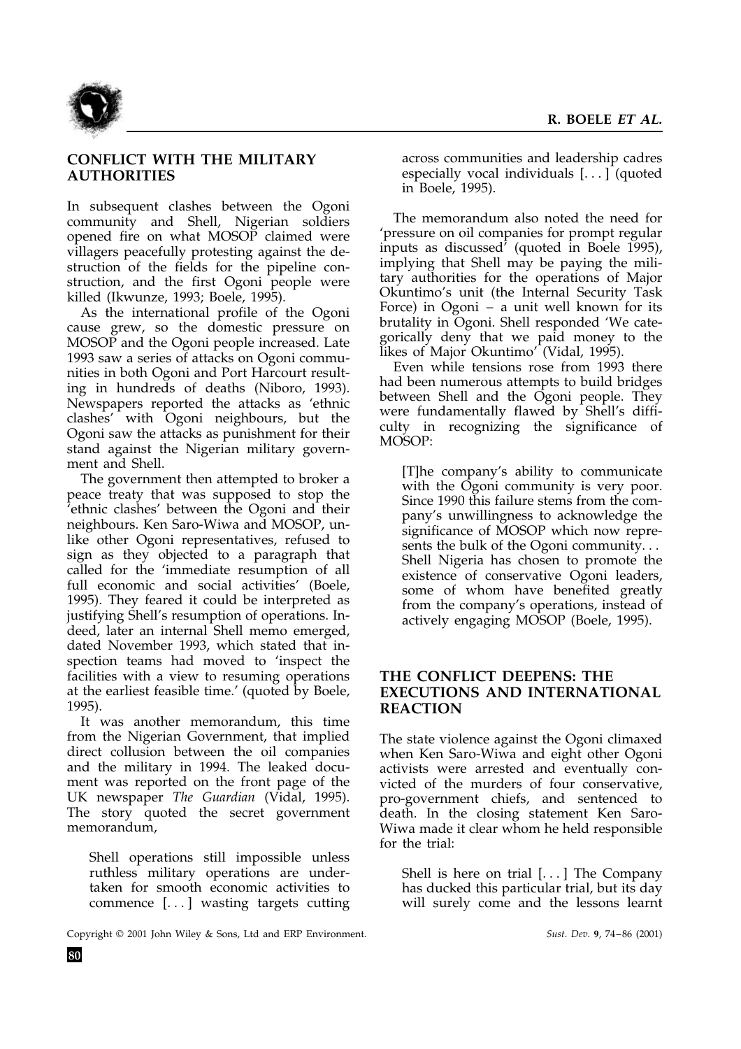## CONFLICT WITH THE MILITARY AUTHORITIES

In subsequent clashes between the Ogoni community and Shell, Nigerian soldiers opened fire on what MOSOP claimed were villagers peacefully protesting against the destruction of the fields for the pipeline construction, and the first Ogoni people were killed (Ikwunze, 1993; Boele, 1995).

As the international profile of the Ogoni cause grew, so the domestic pressure on MOSOP and the Ogoni people increased. Late 1993 saw a series of attacks on Ogoni communities in both Ogoni and Port Harcourt resulting in hundreds of deaths (Niboro, 1993). Newspapers reported the attacks as 'ethnic clashes' with Ogoni neighbours, but the Ogoni saw the attacks as punishment for their stand against the Nigerian military government and Shell.

The government then attempted to broker a peace treaty that was supposed to stop the 'ethnic clashes' between the Ogoni and their neighbours. Ken Saro-Wiwa and MOSOP, unlike other Ogoni representatives, refused to sign as they objected to a paragraph that called for the 'immediate resumption of all full economic and social activities' (Boele, 1995). They feared it could be interpreted as justifying Shell's resumption of operations. Indeed, later an internal Shell memo emerged, dated November 1993, which stated that inspection teams had moved to 'inspect the facilities with a view to resuming operations at the earliest feasible time.' (quoted by Boele, 1995).

It was another memorandum, this time from the Nigerian Government, that implied direct collusion between the oil companies and the military in 1994. The leaked document was reported on the front page of the UK newspaper *The Guardian* (Vidal, 1995). The story quoted the secret government memorandum,

> Shell operations still impossible unless ruthless military operations are undertaken for smooth economic activities to commence [. . . ] wasting targets cutting across communities and leadership cadres especially vocal individuals [. . . ] (quoted in Boele, 1995).

The memorandum also noted the need for 'pressure on oil companies for prompt regular inputs as discussed' (quoted in Boele 1995), implying that Shell may be paying the military authorities for the operations of Major Okuntimo's unit (the Internal Security Task Force) in Ogoni – a unit well known for its brutality in Ogoni. Shell responded 'We categorically deny that we paid money to the likes of Major Okuntimo' (Vidal, 1995).

Even while tensions rose from 1993 there had been numerous attempts to build bridges between Shell and the Ogoni people. They were fundamentally flawed by Shell's difficulty in recognizing the significance of MOSOP:

> [T]he company's ability to communicate with the Ogoni community is very poor. Since 1990 this failure stems from the company's unwillingness to acknowledge the significance of MOSOP which now represents the bulk of the Ogoni community. . . Shell Nigeria has chosen to promote the existence of conservative Ogoni leaders, some of whom have benefited greatly from the company's operations, instead of actively engaging MOSOP (Boele, 1995).

## THE CONFLICT DEEPENS: THE EXECUTIONS AND INTERNATIONAL REACTION

The state violence against the Ogoni climaxed when Ken Saro-Wiwa and eight other Ogoni activists were arrested and eventually convicted of the murders of four conservative, pro-government chiefs, and sentenced to death. In the closing statement Ken Saro-Wiwa made it clear whom he held responsible for the trial:

> Shell is here on trial [. . . ] The Company has ducked this particular trial, but its day will surely come and the lessons learnt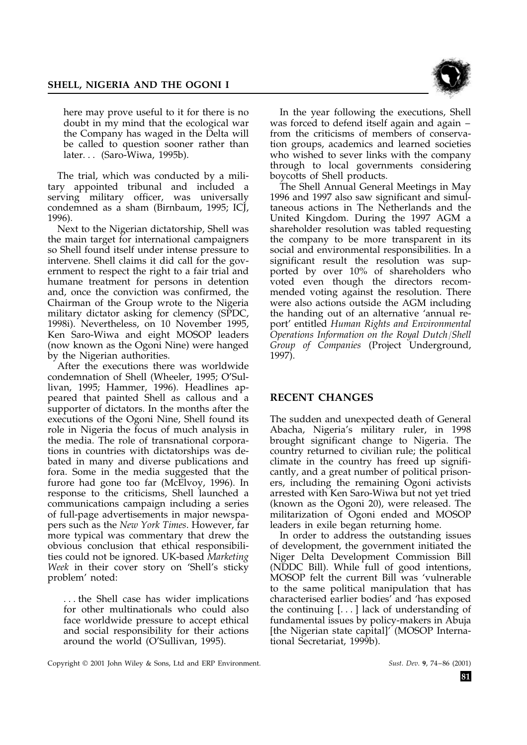here may prove useful to it for there is no doubt in my mind that the ecological war the Company has waged in the Delta will be called to question sooner rather than later. . . (Saro-Wiwa, 1995b).

The trial, which was conducted by a military appointed tribunal and included a serving military officer, was universally condemned as a sham (Birnbaum, 1995; ICJ, 1996).

Next to the Nigerian dictatorship, Shell was the main target for international campaigners so Shell found itself under intense pressure to intervene. Shell claims it did call for the government to respect the right to a fair trial and humane treatment for persons in detention and, once the conviction was confirmed, the Chairman of the Group wrote to the Nigeria military dictator asking for clemency (SPDC, 1998i). Nevertheless, on 10 November 1995, Ken Saro-Wiwa and eight MOSOP leaders (now known as the Ogoni Nine) were hanged by the Nigerian authorities.

After the executions there was worldwide condemnation of Shell (Wheeler, 1995; O'Sullivan, 1995; Hammer, 1996). Headlines appeared that painted Shell as callous and a supporter of dictators. In the months after the executions of the Ogoni Nine, Shell found its role in Nigeria the focus of much analysis in the media. The role of transnational corporations in countries with dictatorships was debated in many and diverse publications and fora. Some in the media suggested that the furore had gone too far (McElvoy, 1996). In response to the criticisms, Shell launched a communications campaign including a series of full-page advertisements in major newspapers such as the *New York Times*. However, far more typical was commentary that drew the obvious conclusion that ethical responsibilities could not be ignored. UK-based *Marketing Week* in their cover story on 'Shell's sticky problem' noted:

> . . . the Shell case has wider implications for other multinationals who could also face worldwide pressure to accept ethical and social responsibility for their actions around the world (O'Sullivan, 1995).

In the year following the executions, Shell was forced to defend itself again and again – from the criticisms of members of conservation groups, academics and learned societies who wished to sever links with the company through to local governments considering boycotts of Shell products.

The Shell Annual General Meetings in May 1996 and 1997 also saw significant and simultaneous actions in The Netherlands and the United Kingdom. During the 1997 AGM a shareholder resolution was tabled requesting the company to be more transparent in its social and environmental responsibilities. In a significant result the resolution was supported by over 10% of shareholders who voted even though the directors recommended voting against the resolution. There were also actions outside the AGM including the handing out of an alternative 'annual report' entitled *Human Rights and Environmental Operations Information on the Royal Dutch/Shell Group of Companies* (Project Underground, 1997).

## RECENT CHANGES

The sudden and unexpected death of General Abacha, Nigeria's military ruler, in 1998 brought significant change to Nigeria. The country returned to civilian rule; the political climate in the country has freed up significantly, and a great number of political prisoners, including the remaining Ogoni activists arrested with Ken Saro-Wiwa but not yet tried (known as the Ogoni 20), were released. The militarization of Ogoni ended and MOSOP leaders in exile began returning home.

In order to address the outstanding issues of development, the government initiated the Niger Delta Development Commission Bill (NDDC Bill). While full of good intentions, MOSOP felt the current Bill was 'vulnerable to the same political manipulation that has characterised earlier bodies' and 'has exposed the continuing [. . . ] lack of understanding of fundamental issues by policy-makers in Abuja [the Nigerian state capital]' (MOSOP International Secretariat, 1999b).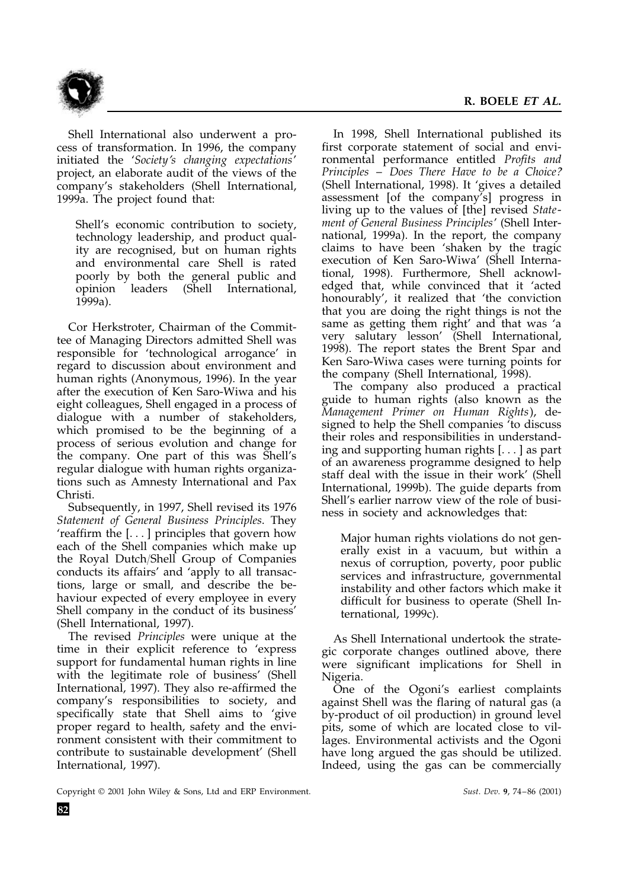Shell International also underwent a process of transformation. In 1996, the company initiated the '*Society's changing expectations*' project, an elaborate audit of the views of the company's stakeholders (Shell International, 1999a. The project found that:

> Shell's economic contribution to society, technology leadership, and product quality are recognised, but on human rights and environmental care Shell is rated poorly by both the general public and opinion leaders (Shell International, 1999a).

Cor Herkstroter, Chairman of the Committee of Managing Directors admitted Shell was responsible for 'technological arrogance' in regard to discussion about environment and human rights (Anonymous, 1996). In the year after the execution of Ken Saro-Wiwa and his eight colleagues, Shell engaged in a process of dialogue with a number of stakeholders, which promised to be the beginning of a process of serious evolution and change for the company. One part of this was Shell's regular dialogue with human rights organizations such as Amnesty International and Pax Christi.

Subsequently, in 1997, Shell revised its 1976 *Statement of General Business Principles*. They 'reaffirm the [. . . ] principles that govern how each of the Shell companies which make up the Royal Dutch/Shell Group of Companies conducts its affairs' and 'apply to all transactions, large or small, and describe the behaviour expected of every employee in every Shell company in the conduct of its business' (Shell International, 1997).

The revised *Principles* were unique at the time in their explicit reference to 'express support for fundamental human rights in line with the legitimate role of business' (Shell International, 1997). They also re-affirmed the company's responsibilities to society, and specifically state that Shell aims to 'give proper regard to health, safety and the environment consistent with their commitment to contribute to sustainable development' (Shell International, 1997).

In 1998, Shell International published its first corporate statement of social and environmental performance entitled *Profits and Principles – Does There Have to be a Choice?* (Shell International, 1998). It 'gives a detailed assessment [of the company's] progress in living up to the values of [the] revised *Statement of General Business Principles*' (Shell International, 1999a). In the report, the company claims to have been 'shaken by the tragic execution of Ken Saro-Wiwa' (Shell International, 1998). Furthermore, Shell acknowledged that, while convinced that it 'acted honourably', it realized that 'the conviction that you are doing the right things is not the same as getting them right' and that was 'a very salutary lesson' (Shell International, 1998). The report states the Brent Spar and Ken Saro-Wiwa cases were turning points for the company (Shell International, 1998).

The company also produced a practical guide to human rights (also known as the *Management Primer on Human Rights*), designed to help the Shell companies 'to discuss their roles and responsibilities in understanding and supporting human rights [. . . ] as part of an awareness programme designed to help staff deal with the issue in their work' (Shell International, 1999b). The guide departs from Shell's earlier narrow view of the role of business in society and acknowledges that:

> Major human rights violations do not generally exist in a vacuum, but within a nexus of corruption, poverty, poor public services and infrastructure, governmental instability and other factors which make it difficult for business to operate (Shell International, 1999c).

As Shell International undertook the strategic corporate changes outlined above, there were significant implications for Shell in Nigeria.

One of the Ogoni's earliest complaints against Shell was the flaring of natural gas (a by-product of oil production) in ground level pits, some of which are located close to villages. Environmental activists and the Ogoni have long argued the gas should be utilized. Indeed, using the gas can be commercially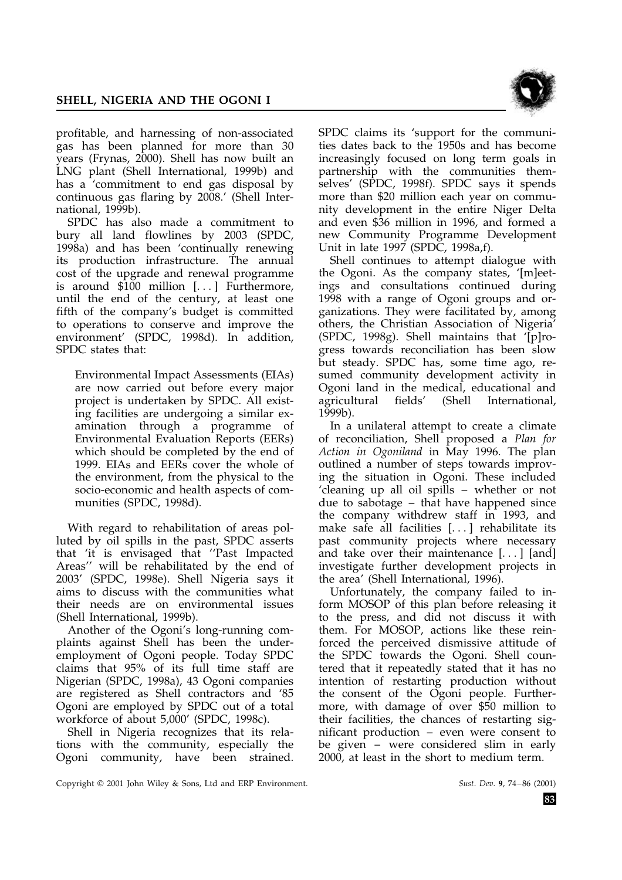profitable, and harnessing of non-associated gas has been planned for more than 30 years (Frynas, 2000). Shell has now built an LNG plant (Shell International, 1999b) and has a 'commitment to end gas disposal by continuous gas flaring by 2008.' (Shell International, 1999b).

SPDC has also made a commitment to bury all land flowlines by 2003 (SPDC, 1998a) and has been 'continually renewing its production infrastructure. The annual cost of the upgrade and renewal programme is around $100 million [. . . ] Furthermore, until the end of the century, at least one fifth of the company's budget is committed to operations to conserve and improve the environment' (SPDC, 1998d). In addition, SPDC states that:

> Environmental Impact Assessments (EIAs) are now carried out before every major project is undertaken by SPDC. All existing facilities are undergoing a similar examination through a programme of Environmental Evaluation Reports (EERs) which should be completed by the end of 1999. EIAs and EERs cover the whole of the environment, from the physical to the socio-economic and health aspects of communities (SPDC, 1998d).

With regard to rehabilitation of areas polluted by oil spills in the past, SPDC asserts that 'it is envisaged that ''Past Impacted Areas'' will be rehabilitated by the end of 2003' (SPDC, 1998e). Shell Nigeria says it aims to discuss with the communities what their needs are on environmental issues (Shell International, 1999b).

Another of the Ogoni's long-running complaints against Shell has been the underemployment of Ogoni people. Today SPDC claims that 95% of its full time staff are Nigerian (SPDC, 1998a), 43 Ogoni companies are registered as Shell contractors and '85 Ogoni are employed by SPDC out of a total workforce of about 5,000' (SPDC, 1998c).

Shell in Nigeria recognizes that its relations with the community, especially the Ogoni community, have been strained. SPDC claims its 'support for the communities dates back to the 1950s and has become increasingly focused on long term goals in partnership with the communities themselves' (SPDC, 1998f). SPDC says it spends more than $20 million each year on community development in the entire Niger Delta and even $36 million in 1996, and formed a new Community Programme Development Unit in late 1997 (SPDC, 1998a,f).

Shell continues to attempt dialogue with the Ogoni. As the company states, '[m]eetings and consultations continued during 1998 with a range of Ogoni groups and organizations. They were facilitated by, among others, the Christian Association of Nigeria' (SPDC, 1998g). Shell maintains that '[p]rogress towards reconciliation has been slow but steady. SPDC has, some time ago, resumed community development activity in Ogoni land in the medical, educational and agricultural fields' (Shell International, 1999b).

In a unilateral attempt to create a climate of reconciliation, Shell proposed a *Plan for Action in Ogoniland* in May 1996. The plan outlined a number of steps towards improving the situation in Ogoni. These included 'cleaning up all oil spills – whether or not due to sabotage – that have happened since the company withdrew staff in 1993, and make safe all facilities [. . . ] rehabilitate its past community projects where necessary and take over their maintenance [. . . ] [and] investigate further development projects in the area' (Shell International, 1996).

Unfortunately, the company failed to inform MOSOP of this plan before releasing it to the press, and did not discuss it with them. For MOSOP, actions like these reinforced the perceived dismissive attitude of the SPDC towards the Ogoni. Shell countered that it repeatedly stated that it has no intention of restarting production without the consent of the Ogoni people. Furthermore, with damage of over $50 million to their facilities, the chances of restarting significant production – even were consent to be given – were considered slim in early 2000, at least in the short to medium term.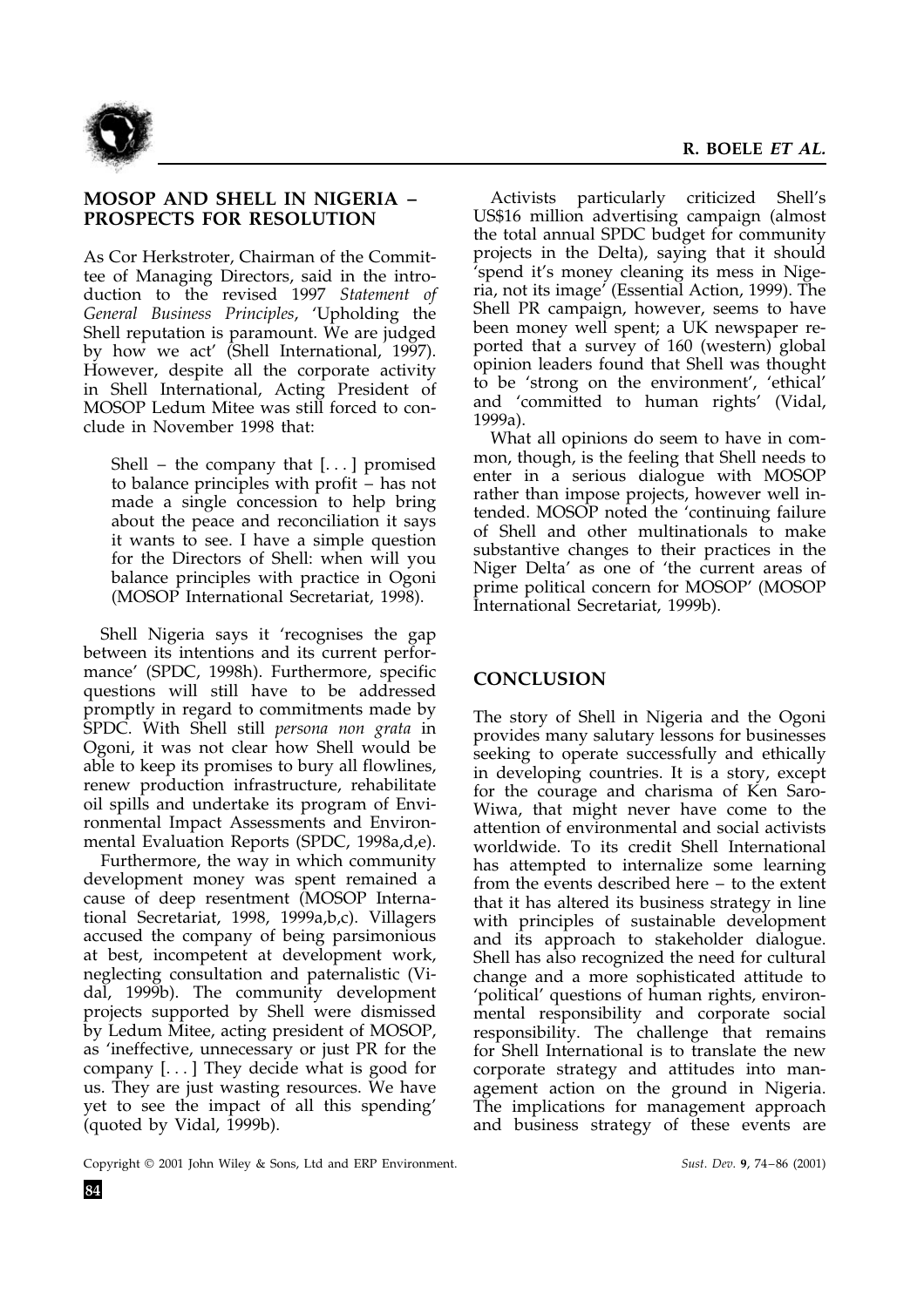## MOSOP AND SHELL IN NIGERIA – PROSPECTS FOR RESOLUTION

As Cor Herkstroter, Chairman of the Committee of Managing Directors, said in the introduction to the revised 1997 *Statement of General Business Principles*, 'Upholding the Shell reputation is paramount. We are judged by how we act' (Shell International, 1997). However, despite all the corporate activity in Shell International, Acting President of MOSOP Ledum Mitee was still forced to conclude in November 1998 that:

> Shell – the company that [. . . ] promised to balance principles with profit – has not made a single concession to help bring about the peace and reconciliation it says it wants to see. I have a simple question for the Directors of Shell: when will you balance principles with practice in Ogoni (MOSOP International Secretariat, 1998).

Shell Nigeria says it 'recognises the gap between its intentions and its current performance' (SPDC, 1998h). Furthermore, specific questions will still have to be addressed promptly in regard to commitments made by SPDC. With Shell still *persona non grata* in Ogoni, it was not clear how Shell would be able to keep its promises to bury all flowlines, renew production infrastructure, rehabilitate oil spills and undertake its program of Environmental Impact Assessments and Environmental Evaluation Reports (SPDC, 1998a,d,e).

Furthermore, the way in which community development money was spent remained a cause of deep resentment (MOSOP International Secretariat, 1998, 1999a,b,c). Villagers accused the company of being parsimonious at best, incompetent at development work, neglecting consultation and paternalistic (Vidal, 1999b). The community development projects supported by Shell were dismissed by Ledum Mitee, acting president of MOSOP, as 'ineffective, unnecessary or just PR for the company [. . . ] They decide what is good for us. They are just wasting resources. We have yet to see the impact of all this spending' (quoted by Vidal, 1999b).

Activists particularly criticized Shell's US$16 million advertising campaign (almost the total annual SPDC budget for community projects in the Delta), saying that it should 'spend it's money cleaning its mess in Nigeria, not its image' (Essential Action, 1999). The Shell PR campaign, however, seems to have been money well spent; a UK newspaper reported that a survey of 160 (western) global opinion leaders found that Shell was thought to be 'strong on the environment', 'ethical' and 'committed to human rights' (Vidal, 1999a).

What all opinions do seem to have in common, though, is the feeling that Shell needs to enter in a serious dialogue with MOSOP rather than impose projects, however well intended. MOSOP noted the 'continuing failure of Shell and other multinationals to make substantive changes to their practices in the Niger Delta' as one of 'the current areas of prime political concern for MOSOP' (MOSOP International Secretariat, 1999b).

## CONCLUSION

The story of Shell in Nigeria and the Ogoni provides many salutary lessons for businesses seeking to operate successfully and ethically in developing countries. It is a story, except for the courage and charisma of Ken Saro-Wiwa, that might never have come to the attention of environmental and social activists worldwide. To its credit Shell International has attempted to internalize some learning from the events described here – to the extent that it has altered its business strategy in line with principles of sustainable development and its approach to stakeholder dialogue. Shell has also recognized the need for cultural change and a more sophisticated attitude to 'political' questions of human rights, environmental responsibility and corporate social responsibility. The challenge that remains for Shell International is to translate the new corporate strategy and attitudes into management action on the ground in Nigeria. The implications for management approach and business strategy of these events are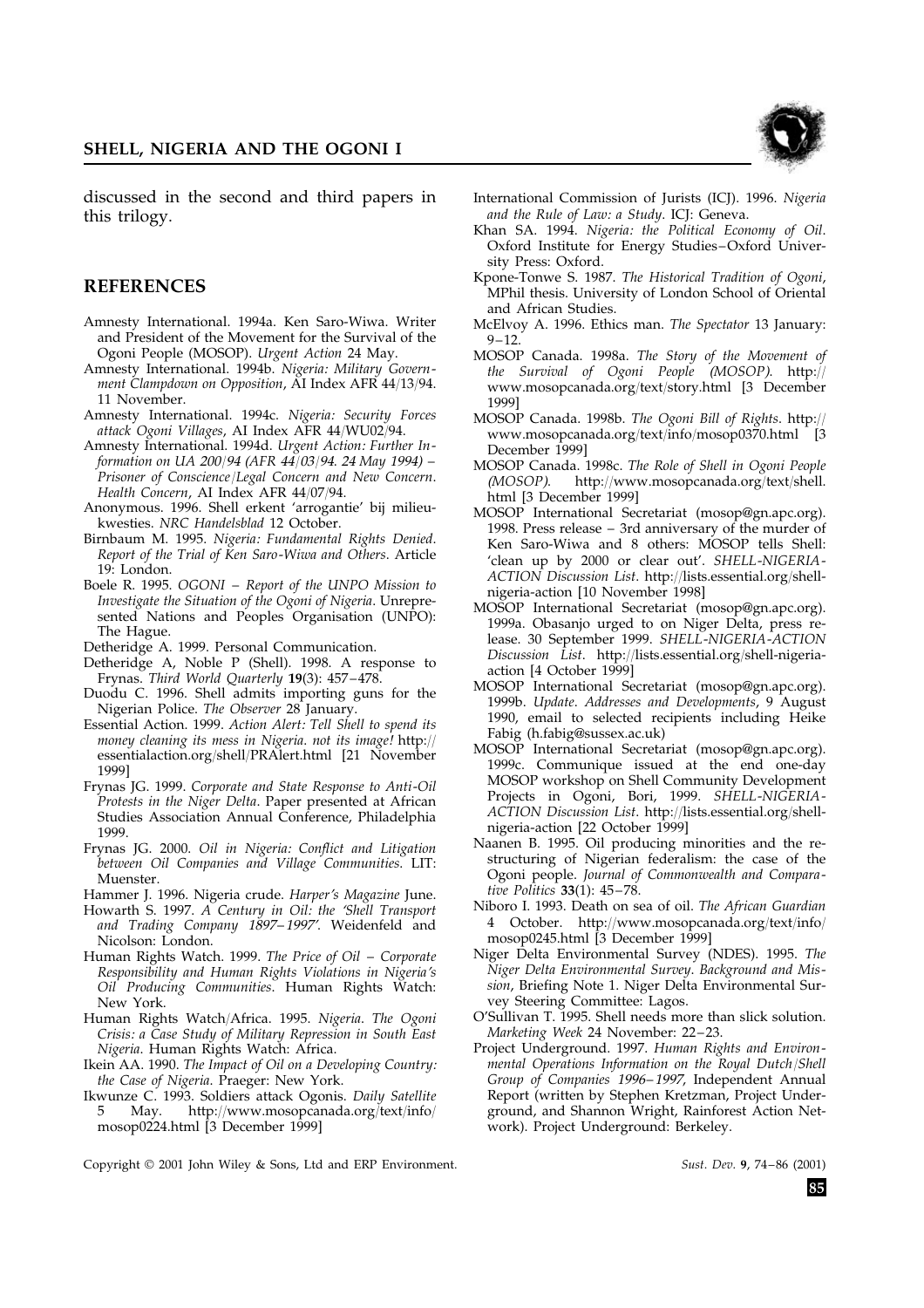discussed in the second and third papers in this trilogy.

## REFERENCES

Amnesty International. 1994a. Ken Saro-Wiwa. Writer and President of the Movement for the Survival of the Ogoni People (MOSOP). *Urgent Action* 24 May.

Amnesty International. 1994b. *Nigeria: Military Government Clampdown on Opposition*, AI Index AFR 44/13/94. 11 November.

Amnesty International. 1994c. *Nigeria: Security Forces attack Ogoni Villages*, AI Index AFR 44/WU02/94.

Amnesty International. 1994d. *Urgent Action: Further Information on UA 200/94 (AFR 44/03/94. 24 May 1994) – Prisoner of Conscience/Legal Concern and New Concern. Health Concern*, AI Index AFR 44/07/94.

Anonymous. 1996. Shell erkent 'arrogantie' bij milieukwesties. *NRC Handelsblad* 12 October.

Birnbaum M. 1995. *Nigeria: Fundamental Rights Denied. Report of the Trial of Ken Saro-Wiwa and Others*. Article 19: London.

Boele R. 1995. *OGONI – Report of the UNPO Mission to Investigate the Situation of the Ogoni of Nigeria*. Unrepresented Nations and Peoples Organisation (UNPO): The Hague.

Detheridge A. 1999. Personal Communication.

Detheridge A, Noble P (Shell). 1998. A response to Frynas. *Third World Quarterly* **19**(3): 457–478.

Duodu C. 1996. Shell admits importing guns for the Nigerian Police. *The Observer* 28 January.

Essential Action. 1999. *Action Alert: Tell Shell to spend its money cleaning its mess in Nigeria. not its image!* http://essentialaction.org/shell/PRAlert.html [21 November 1999]

Frynas JG. 1999. *Corporate and State Response to Anti-Oil Protests in the Niger Delta*. Paper presented at African Studies Association Annual Conference, Philadelphia 1999.

Frynas JG. 2000. *Oil in Nigeria: Conflict and Litigation between Oil Companies and Village Communities*. LIT: Muenster.

Hammer J. 1996. Nigeria crude. *Harper's Magazine* June.

Howarth S. 1997. *A Century in Oil: the 'Shell Transport and Trading Company 1897–1997'*. Weidenfeld and Nicolson: London.

Human Rights Watch. 1999. *The Price of Oil – Corporate Responsibility and Human Rights Violations in Nigeria's Oil Producing Communities*. Human Rights Watch: New York.

Human Rights Watch/Africa. 1995. *Nigeria. The Ogoni Crisis: a Case Study of Military Repression in South East Nigeria*. Human Rights Watch: Africa.

Ikein AA. 1990. *The Impact of Oil on a Developing Country: the Case of Nigeria*. Praeger: New York.

Ikwunze C. 1993. Soldiers attack Ogonis. *Daily Satellite* 5 May. http://www.mosopcanada.org/text/info/mosop0224.html [3 December 1999]

International Commission of Jurists (ICJ). 1996. *Nigeria and the Rule of Law: a Study*. ICJ: Geneva.

Khan SA. 1994. *Nigeria: the Political Economy of Oil*. Oxford Institute for Energy Studies–Oxford University Press: Oxford.

Kpone-Tonwe S. 1987. *The Historical Tradition of Ogoni*, MPhil thesis. University of London School of Oriental and African Studies.

McElvoy A. 1996. Ethics man. *The Spectator* 13 January: 9–12.

MOSOP Canada. 1998a. *The Story of the Movement of the Survival of Ogoni People (MOSOP)*. http://www.mosopcanada.org/text/story.html [3 December 1999]

MOSOP Canada. 1998b. *The Ogoni Bill of Rights*. http://www.mosopcanada.org/text/info/mosop0370.html [3 December 1999]

MOSOP Canada. 1998c. *The Role of Shell in Ogoni People (MOSOP)*. http://www.mosopcanada.org/text/shell.html [3 December 1999]

MOSOP International Secretariat (mosop@gn.apc.org). 1998. Press release – 3rd anniversary of the murder of Ken Saro-Wiwa and 8 others: MOSOP tells Shell: 'clean up by 2000 or clear out'. *SHELL-NIGERIA-ACTION Discussion List*. http://lists.essential.org/shell-nigeria-action [10 November 1998]

MOSOP International Secretariat (mosop@gn.apc.org). 1999a. Obasanjo urged to on Niger Delta, press release. 30 September 1999. *SHELL-NIGERIA-ACTION Discussion List*. http://lists.essential.org/shell-nigeria-action [4 October 1999]

MOSOP International Secretariat (mosop@gn.apc.org). 1999b. *Update. Addresses and Developments*, 9 August 1990, email to selected recipients including Heike Fabig (h.fabig@sussex.ac.uk)

MOSOP International Secretariat (mosop@gn.apc.org). 1999c. Communique issued at the end one-day MOSOP workshop on Shell Community Development Projects in Ogoni, Bori, 1999. *SHELL-NIGERIA-ACTION Discussion List*. http://lists.essential.org/shell-nigeria-action [22 October 1999]

Naanen B. 1995. Oil producing minorities and the restructuring of Nigerian federalism: the case of the Ogoni people. *Journal of Commonwealth and Comparative Politics* **33**(1): 45–78.

Niboro I. 1993. Death on sea of oil. *The African Guardian* 4 October. http://www.mosopcanada.org/text/info/mosop0245.html [3 December 1999]

Niger Delta Environmental Survey (NDES). 1995. *The Niger Delta Environmental Survey. Background and Mission*, Briefing Note 1. Niger Delta Environmental Survey Steering Committee: Lagos.

O'Sullivan T. 1995. Shell needs more than slick solution. *Marketing Week* 24 November: 22–23.

Project Underground. 1997. *Human Rights and Environmental Operations Information on the Royal Dutch/Shell Group of Companies 1996–1997*, Independent Annual Report (written by Stephen Kretzman, Project Underground, and Shannon Wright, Rainforest Action Network). Project Underground: Berkeley.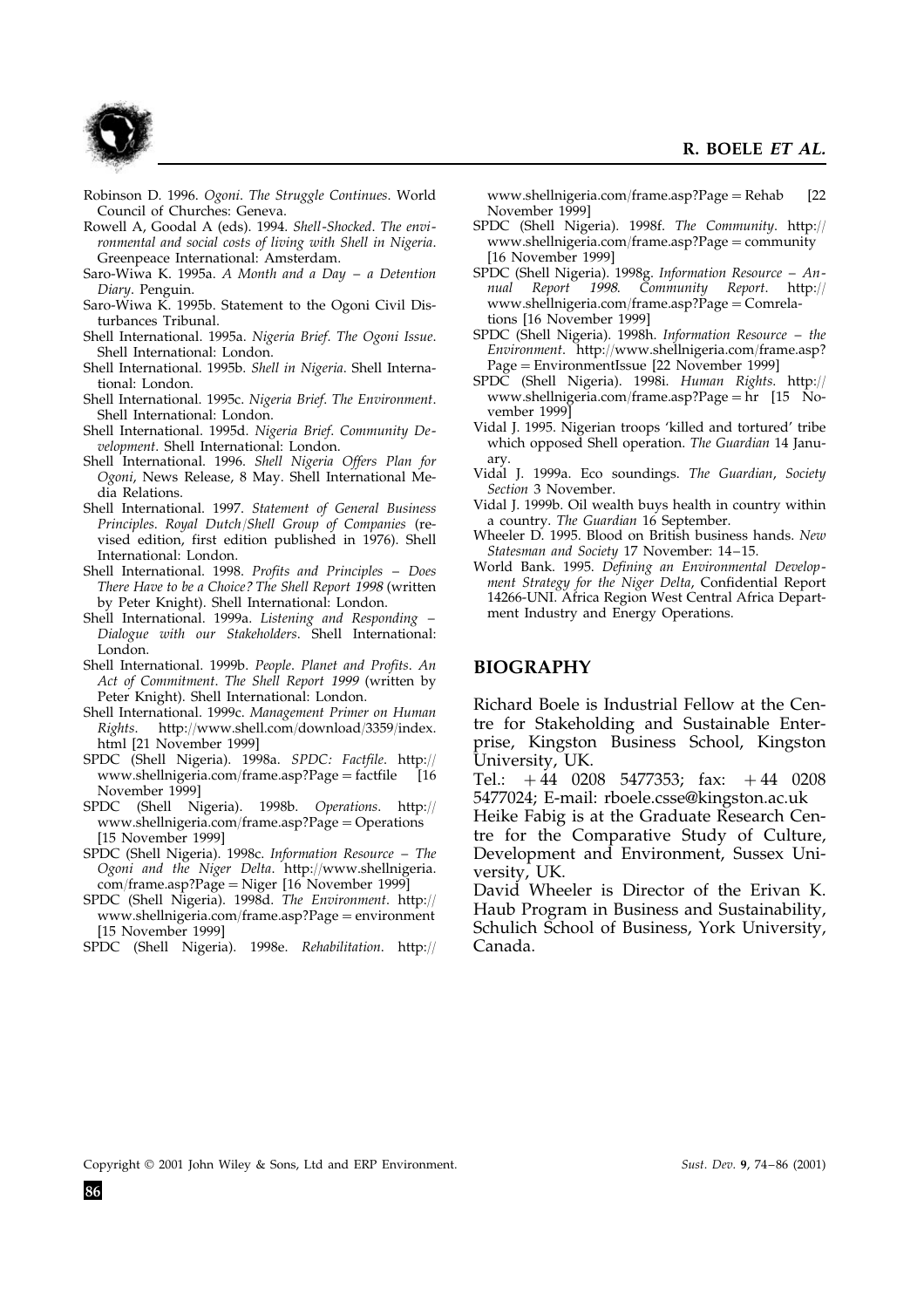Robinson D. 1996. *Ogoni. The Struggle Continues*. World Council of Churches: Geneva.

Rowell A, Goodal A (eds). 1994. *Shell-Shocked. The environmental and social costs of living with Shell in Nigeria*. Greenpeace International: Amsterdam.

Saro-Wiwa K. 1995a. *A Month and a Day – a Detention Diary*. Penguin.

Saro-Wiwa K. 1995b. Statement to the Ogoni Civil Disturbances Tribunal.

Shell International. 1995a. *Nigeria Brief. The Ogoni Issue*. Shell International: London.

Shell International. 1995b. *Shell in Nigeria*. Shell International: London.

Shell International. 1995c. *Nigeria Brief. The Environment*. Shell International: London.

Shell International. 1995d. *Nigeria Brief. Community Development*. Shell International: London.

Shell International. 1996. *Shell Nigeria Offers Plan for Ogoni*, News Release, 8 May. Shell International Media Relations.

Shell International. 1997. *Statement of General Business Principles. Royal Dutch/Shell Group of Companies* (revised edition, first edition published in 1976). Shell International: London.

Shell International. 1998. *Profits and Principles – Does There Have to be a Choice? The Shell Report 1998* (written by Peter Knight). Shell International: London.

Shell International. 1999a. *Listening and Responding – Dialogue with our Stakeholders*. Shell International: London.

Shell International. 1999b. *People. Planet and Profits. An Act of Commitment. The Shell Report 1999* (written by Peter Knight). Shell International: London.

Shell International. 1999c. *Management Primer on Human Rights*. http://www.shell.com/download/3359/index.html [21 November 1999]

SPDC (Shell Nigeria). 1998a. *SPDC: Factfile*. http://www.shellnigeria.com/frame.asp?Page = factfile [16 November 1999]

SPDC (Shell Nigeria). 1998b. *Operations*. http://www.shellnigeria.com/frame.asp?Page = Operations [15 November 1999]

SPDC (Shell Nigeria). 1998c. *Information Resource – The Ogoni and the Niger Delta*. http://www.shellnigeria.com/frame.asp?Page = Niger [16 November 1999]

SPDC (Shell Nigeria). 1998d. *The Environment*. http://www.shellnigeria.com/frame.asp?Page = environment [15 November 1999]

SPDC (Shell Nigeria). 1998e. *Rehabilitation*. http://www.shellnigeria.com/frame.asp?Page = Rehab [22 November 1999]

SPDC (Shell Nigeria). 1998f. *The Community*. http://www.shellnigeria.com/frame.asp?Page = community [16 November 1999]

SPDC (Shell Nigeria). 1998g. *Information Resource – Annual Report 1998. Community Report*. http://www.shellnigeria.com/frame.asp?Page = Comrelations [16 November 1999]

SPDC (Shell Nigeria). 1998h. *Information Resource – the Environment*. http://www.shellnigeria.com/frame.asp?Page = EnvironmentIssue [22 November 1999]

SPDC (Shell Nigeria). 1998i. *Human Rights*. http://www.shellnigeria.com/frame.asp?Page = hr [15 November 1999]

Vidal J. 1995. Nigerian troops 'killed and tortured' tribe which opposed Shell operation. *The Guardian* 14 January.

Vidal J. 1999a. Eco soundings. *The Guardian*, *Society Section* 3 November.

Vidal J. 1999b. Oil wealth buys health in country within a country. *The Guardian* 16 September.

Wheeler D. 1995. Blood on British business hands. *New Statesman and Society* 17 November: 14–15.

World Bank. 1995. *Defining an Environmental Development Strategy for the Niger Delta*, Confidential Report 14266-UNI. Africa Region West Central Africa Department Industry and Energy Operations.

## BIOGRAPHY

Richard Boele is Industrial Fellow at the Centre for Stakeholding and Sustainable Enterprise, Kingston Business School, Kingston University, UK.
Tel.: +44 0208 5477353; fax: +44 0208 5477024; E-mail: rboele.csse@kingston.ac.uk

Heike Fabig is at the Graduate Research Centre for the Comparative Study of Culture, Development and Environment, Sussex University, UK.

David Wheeler is Director of the Erivan K. Haub Program in Business and Sustainability, Schulich School of Business, York University, Canada.

Copyright © 2001 John Wiley & Sons, Ltd and ERP Environment.